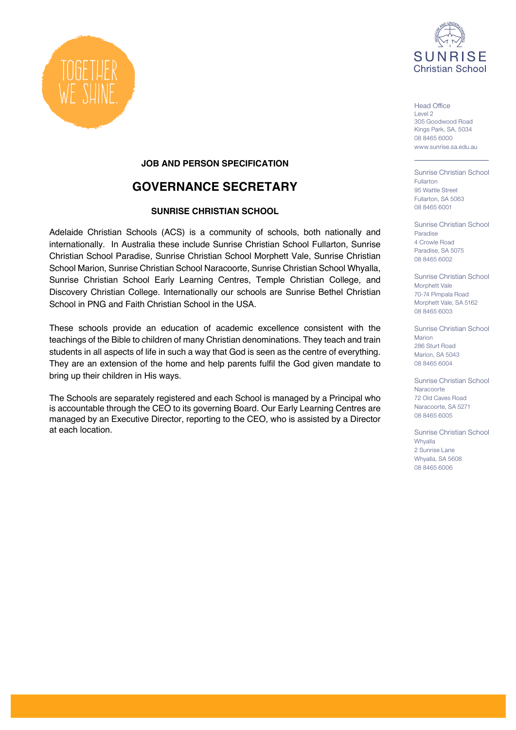TOGETHER WE SHINE.

SUNRISE Christian School

Head Office
Level 2
305 Goodwood Road
Kings Park, SA, 5034
08 8465 6000
www.sunrise.sa.edu.au

Sunrise Christian School
Fullarton
95 Wattle Street
Fullarton, SA 5063
08 8465 6001

Sunrise Christian School
Paradise
4 Crowle Road
Paradise, SA 5075
08 8465 6002

Sunrise Christian School
Morphett Vale
70-74 Pimpala Road
Morphett Vale, SA 5162
08 8465 6003

Sunrise Christian School
Marion
286 Sturt Road
Marion, SA 5043
08 8465 6004

Sunrise Christian School
Naracoorte
72 Old Caves Road
Naracoorte, SA 5271
08 8465 6005

Sunrise Christian School
Whyalla
2 Sunrise Lane
Whyalla, SA 5608
08 8465 6006

**JOB AND PERSON SPECIFICATION**

# GOVERNANCE SECRETARY

**SUNRISE CHRISTIAN SCHOOL**

Adelaide Christian Schools (ACS) is a community of schools, both nationally and internationally. In Australia these include Sunrise Christian School Fullarton, Sunrise Christian School Paradise, Sunrise Christian School Morphett Vale, Sunrise Christian School Marion, Sunrise Christian School Naracoorte, Sunrise Christian School Whyalla, Sunrise Christian School Early Learning Centres, Temple Christian College, and Discovery Christian College. Internationally our schools are Sunrise Bethel Christian School in PNG and Faith Christian School in the USA.

These schools provide an education of academic excellence consistent with the teachings of the Bible to children of many Christian denominations. They teach and train students in all aspects of life in such a way that God is seen as the centre of everything. They are an extension of the home and help parents fulfil the God given mandate to bring up their children in His ways.

The Schools are separately registered and each School is managed by a Principal who is accountable through the CEO to its governing Board. Our Early Learning Centres are managed by an Executive Director, reporting to the CEO, who is assisted by a Director at each location.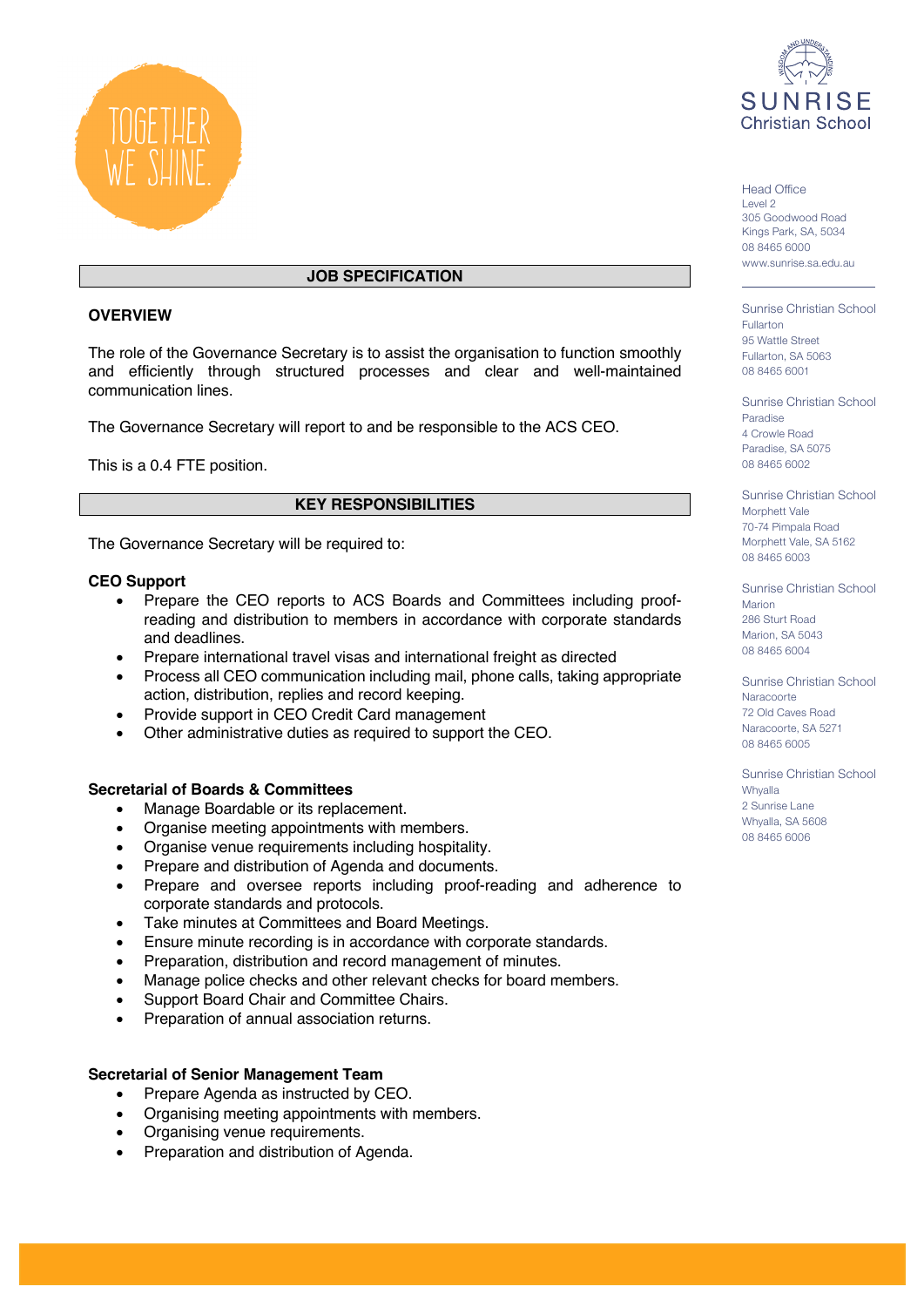## JOB SPECIFICATION

### OVERVIEW

The role of the Governance Secretary is to assist the organisation to function smoothly and efficiently through structured processes and clear and well-maintained communication lines.

The Governance Secretary will report to and be responsible to the ACS CEO.

This is a 0.4 FTE position.

## KEY RESPONSIBILITIES

The Governance Secretary will be required to:

### CEO Support

- Prepare the CEO reports to ACS Boards and Committees including proof-reading and distribution to members in accordance with corporate standards and deadlines.
- Prepare international travel visas and international freight as directed
- Process all CEO communication including mail, phone calls, taking appropriate action, distribution, replies and record keeping.
- Provide support in CEO Credit Card management
- Other administrative duties as required to support the CEO.

### Secretarial of Boards & Committees

- Manage Boardable or its replacement.
- Organise meeting appointments with members.
- Organise venue requirements including hospitality.
- Prepare and distribution of Agenda and documents.
- Prepare and oversee reports including proof-reading and adherence to corporate standards and protocols.
- Take minutes at Committees and Board Meetings.
- Ensure minute recording is in accordance with corporate standards.
- Preparation, distribution and record management of minutes.
- Manage police checks and other relevant checks for board members.
- Support Board Chair and Committee Chairs.
- Preparation of annual association returns.

### Secretarial of Senior Management Team

- Prepare Agenda as instructed by CEO.
- Organising meeting appointments with members.
- Organising venue requirements.
- Preparation and distribution of Agenda.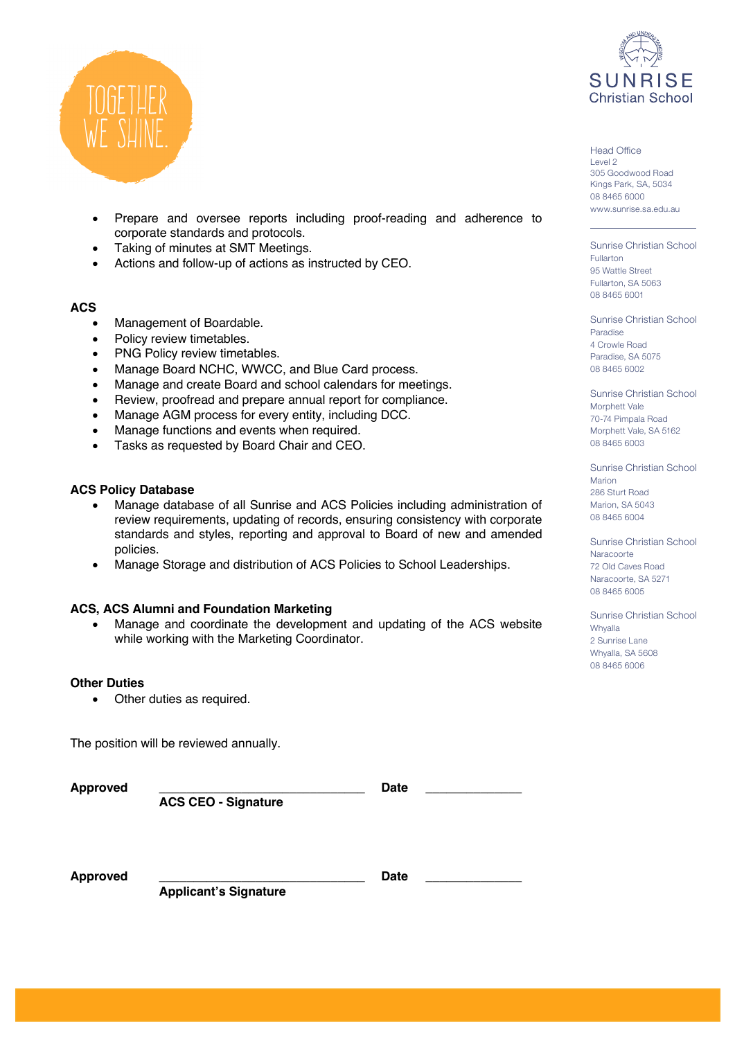- Prepare and oversee reports including proof-reading and adherence to corporate standards and protocols.
- Taking of minutes at SMT Meetings.
- Actions and follow-up of actions as instructed by CEO.

**ACS**

- Management of Boardable.
- Policy review timetables.
- PNG Policy review timetables.
- Manage Board NCHC, WWCC, and Blue Card process.
- Manage and create Board and school calendars for meetings.
- Review, proofread and prepare annual report for compliance.
- Manage AGM process for every entity, including DCC.
- Manage functions and events when required.
- Tasks as requested by Board Chair and CEO.

**ACS Policy Database**

- Manage database of all Sunrise and ACS Policies including administration of review requirements, updating of records, ensuring consistency with corporate standards and styles, reporting and approval to Board of new and amended policies.
- Manage Storage and distribution of ACS Policies to School Leaderships.

**ACS, ACS Alumni and Foundation Marketing**

- Manage and coordinate the development and updating of the ACS website while working with the Marketing Coordinator.

**Other Duties**

- Other duties as required.

The position will be reviewed annually.

**Approved** ______________________________ **Date** ______________
**ACS CEO - Signature**

**Approved** ______________________________ **Date** ______________
**Applicant's Signature**

Head Office
Level 2
305 Goodwood Road
Kings Park, SA, 5034
08 8465 6000
www.sunrise.sa.edu.au

Sunrise Christian School
Fullarton
95 Wattle Street
Fullarton, SA 5063
08 8465 6001

Sunrise Christian School
Paradise
4 Crowle Road
Paradise, SA 5075
08 8465 6002

Sunrise Christian School
Morphett Vale
70-74 Pimpala Road
Morphett Vale, SA 5162
08 8465 6003

Sunrise Christian School
Marion
286 Sturt Road
Marion, SA 5043
08 8465 6004

Sunrise Christian School
Naracoorte
72 Old Caves Road
Naracoorte, SA 5271
08 8465 6005

Sunrise Christian School
Whyalla
2 Sunrise Lane
Whyalla, SA 5608
08 8465 6006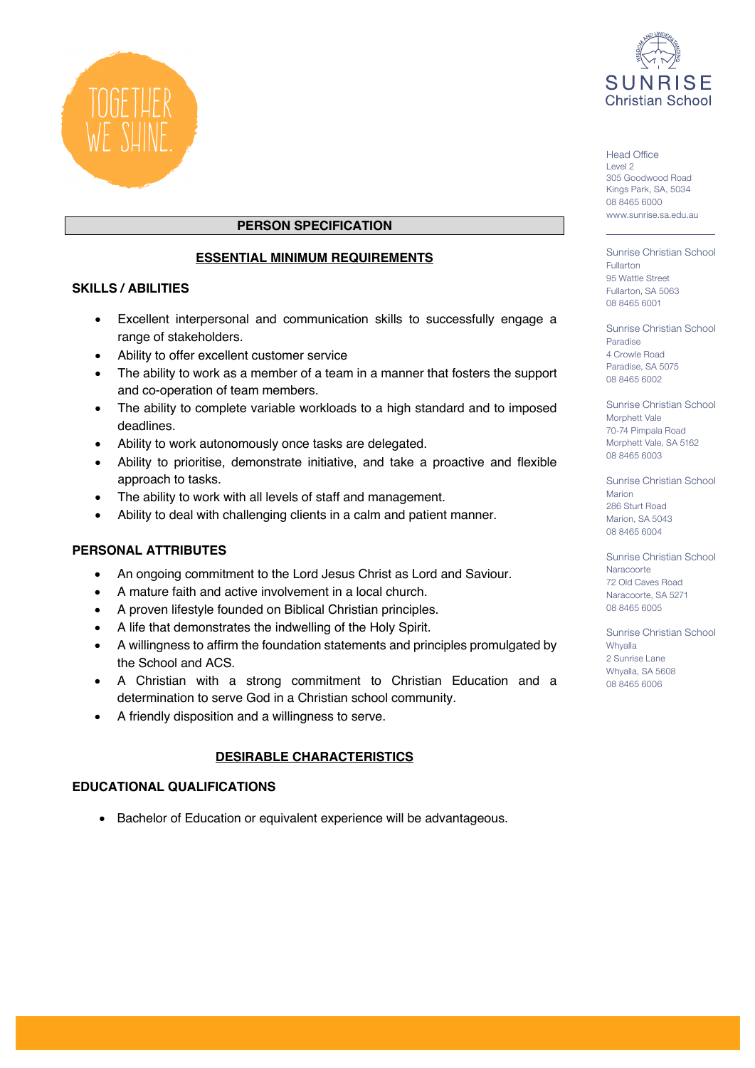TOGETHER WE SHINE.

SUNRISE Christian School

Head Office
Level 2
305 Goodwood Road
Kings Park, SA, 5034
08 8465 6000
www.sunrise.sa.edu.au

Sunrise Christian School
Fullarton
95 Wattle Street
Fullarton, SA 5063
08 8465 6001

Sunrise Christian School
Paradise
4 Crowle Road
Paradise, SA 5075
08 8465 6002

Sunrise Christian School
Morphett Vale
70-74 Pimpala Road
Morphett Vale, SA 5162
08 8465 6003

Sunrise Christian School
Marion
286 Sturt Road
Marion, SA 5043
08 8465 6004

Sunrise Christian School
Naracoorte
72 Old Caves Road
Naracoorte, SA 5271
08 8465 6005

Sunrise Christian School
Whyalla
2 Sunrise Lane
Whyalla, SA 5608
08 8465 6006

# PERSON SPECIFICATION

## ESSENTIAL MINIMUM REQUIREMENTS

### SKILLS / ABILITIES

- Excellent interpersonal and communication skills to successfully engage a range of stakeholders.
- Ability to offer excellent customer service
- The ability to work as a member of a team in a manner that fosters the support and co-operation of team members.
- The ability to complete variable workloads to a high standard and to imposed deadlines.
- Ability to work autonomously once tasks are delegated.
- Ability to prioritise, demonstrate initiative, and take a proactive and flexible approach to tasks.
- The ability to work with all levels of staff and management.
- Ability to deal with challenging clients in a calm and patient manner.

### PERSONAL ATTRIBUTES

- An ongoing commitment to the Lord Jesus Christ as Lord and Saviour.
- A mature faith and active involvement in a local church.
- A proven lifestyle founded on Biblical Christian principles.
- A life that demonstrates the indwelling of the Holy Spirit.
- A willingness to affirm the foundation statements and principles promulgated by the School and ACS.
- A Christian with a strong commitment to Christian Education and a determination to serve God in a Christian school community.
- A friendly disposition and a willingness to serve.

## DESIRABLE CHARACTERISTICS

### EDUCATIONAL QUALIFICATIONS

- Bachelor of Education or equivalent experience will be advantageous.